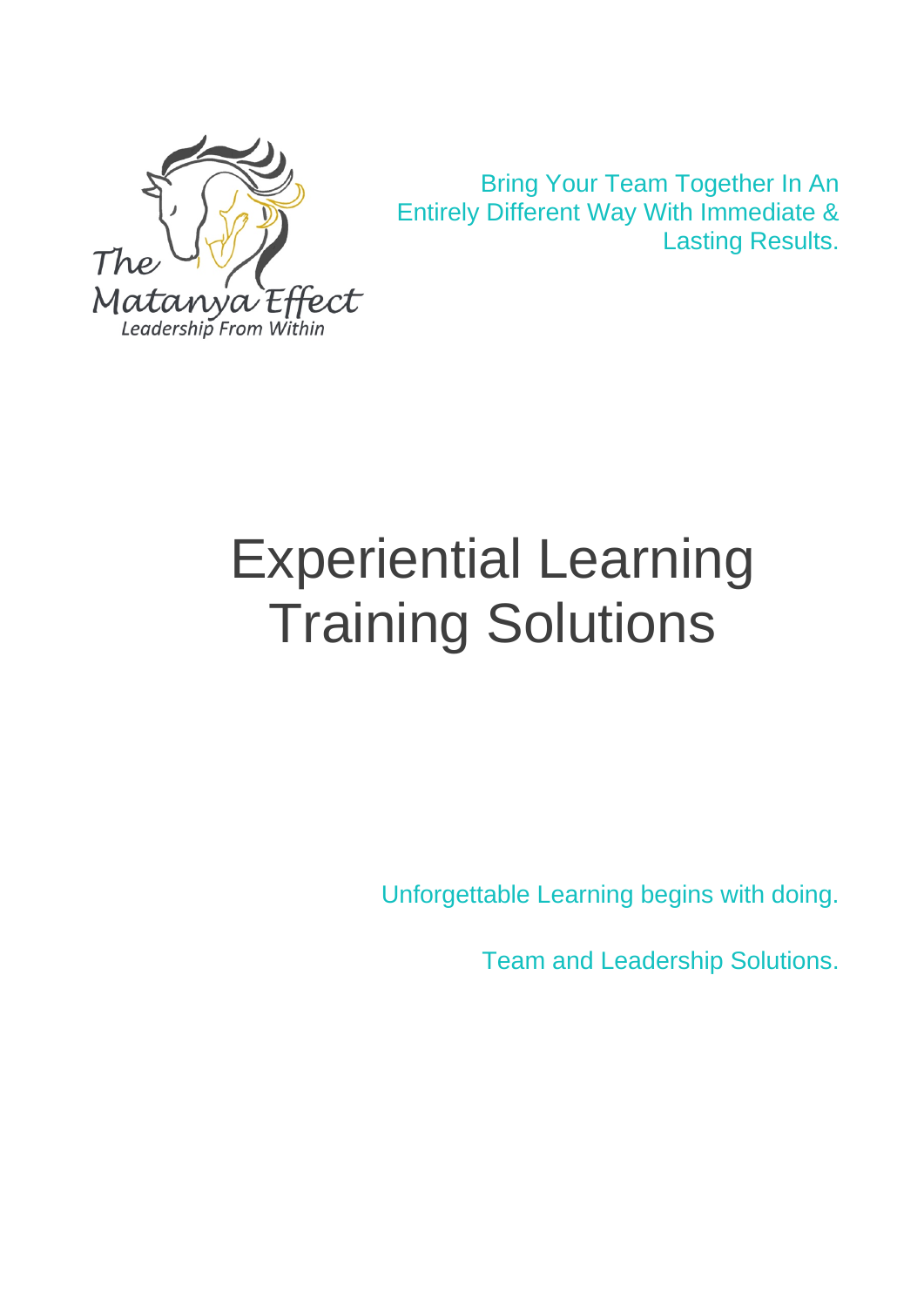The Matanya Effect
Leadership From Within

Bring Your Team Together In An Entirely Different Way With Immediate & Lasting Results.

# Experiential Learning Training Solutions

Unforgettable Learning begins with doing.

Team and Leadership Solutions.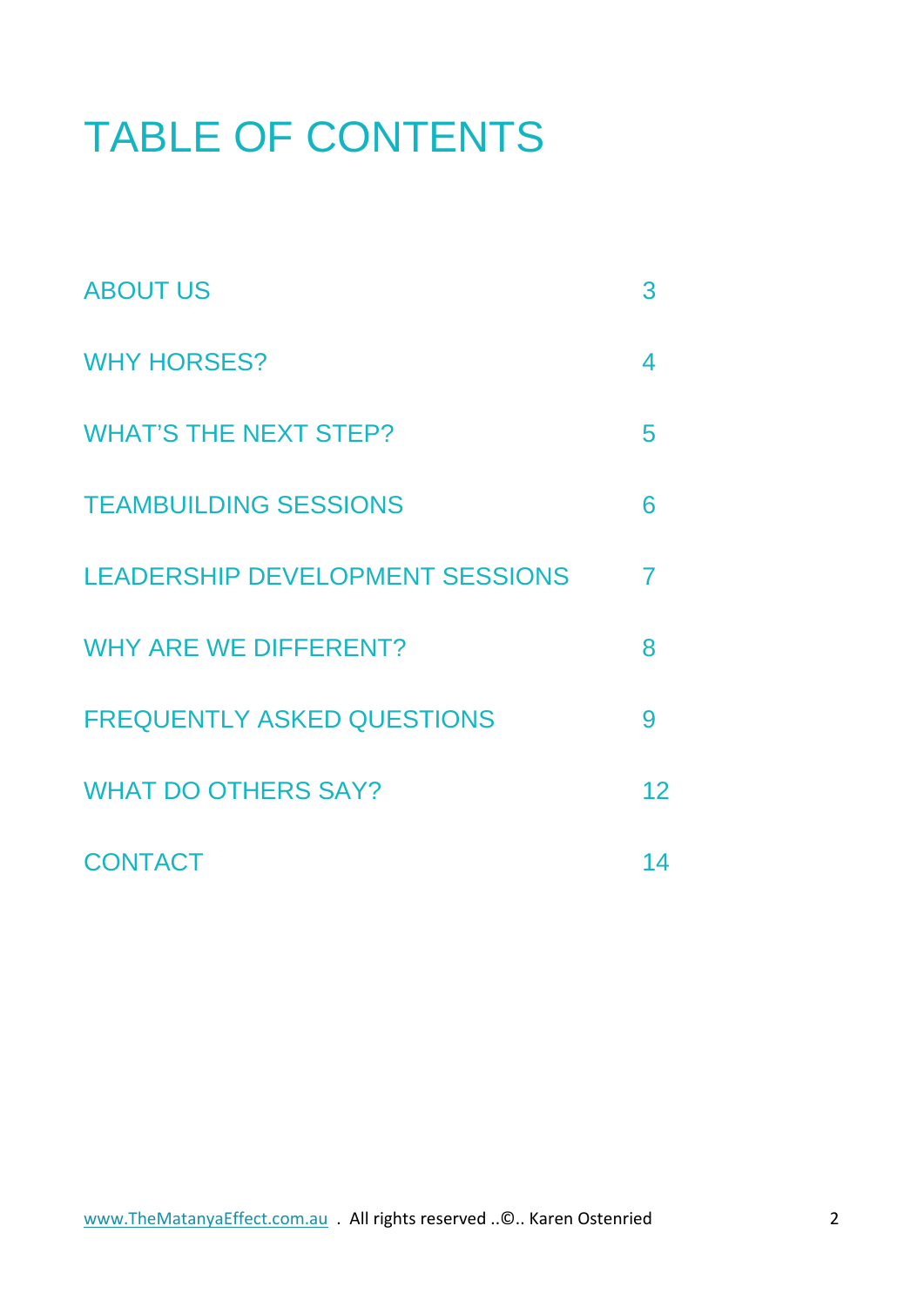# TABLE OF CONTENTS

| | |
|---|---|
| ABOUT US | 3 |
| WHY HORSES? | 4 |
| WHAT'S THE NEXT STEP? | 5 |
| TEAMBUILDING SESSIONS | 6 |
| LEADERSHIP DEVELOPMENT SESSIONS | 7 |
| WHY ARE WE DIFFERENT? | 8 |
| FREQUENTLY ASKED QUESTIONS | 9 |
| WHAT DO OTHERS SAY? | 12 |
| CONTACT | 14 |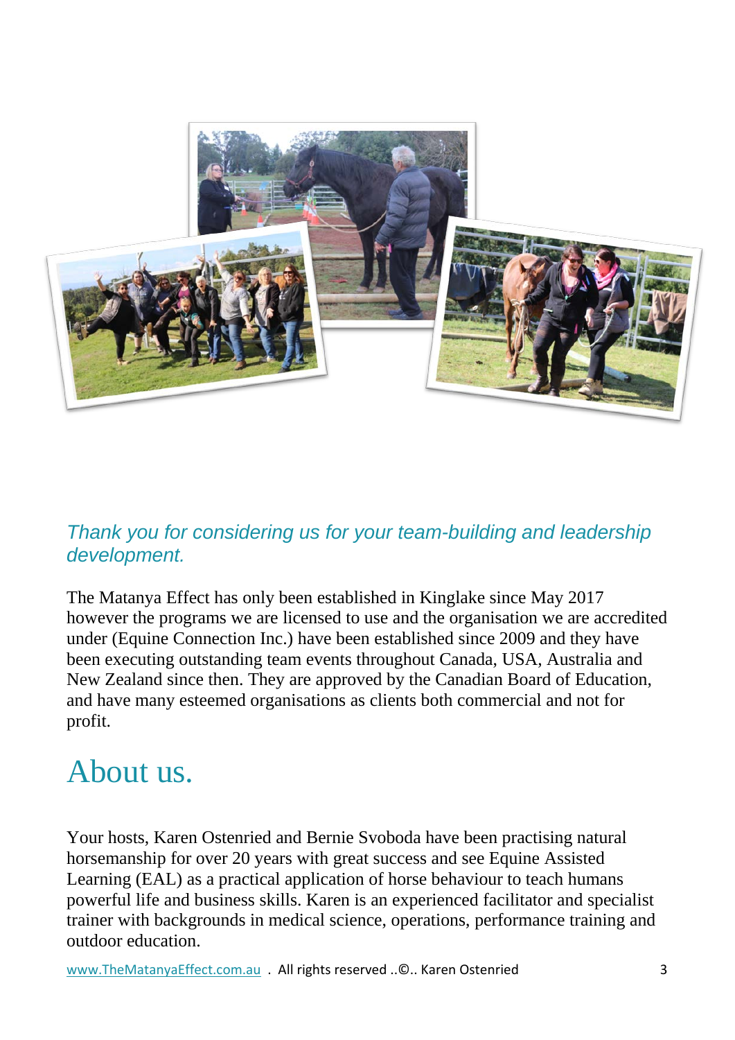*Thank you for considering us for your team-building and leadership development.*

The Matanya Effect has only been established in Kinglake since May 2017 however the programs we are licensed to use and the organisation we are accredited under (Equine Connection Inc.) have been established since 2009 and they have been executing outstanding team events throughout Canada, USA, Australia and New Zealand since then. They are approved by the Canadian Board of Education, and have many esteemed organisations as clients both commercial and not for profit.

# About us.

Your hosts, Karen Ostenried and Bernie Svoboda have been practising natural horsemanship for over 20 years with great success and see Equine Assisted Learning (EAL) as a practical application of horse behaviour to teach humans powerful life and business skills. Karen is an experienced facilitator and specialist trainer with backgrounds in medical science, operations, performance training and outdoor education.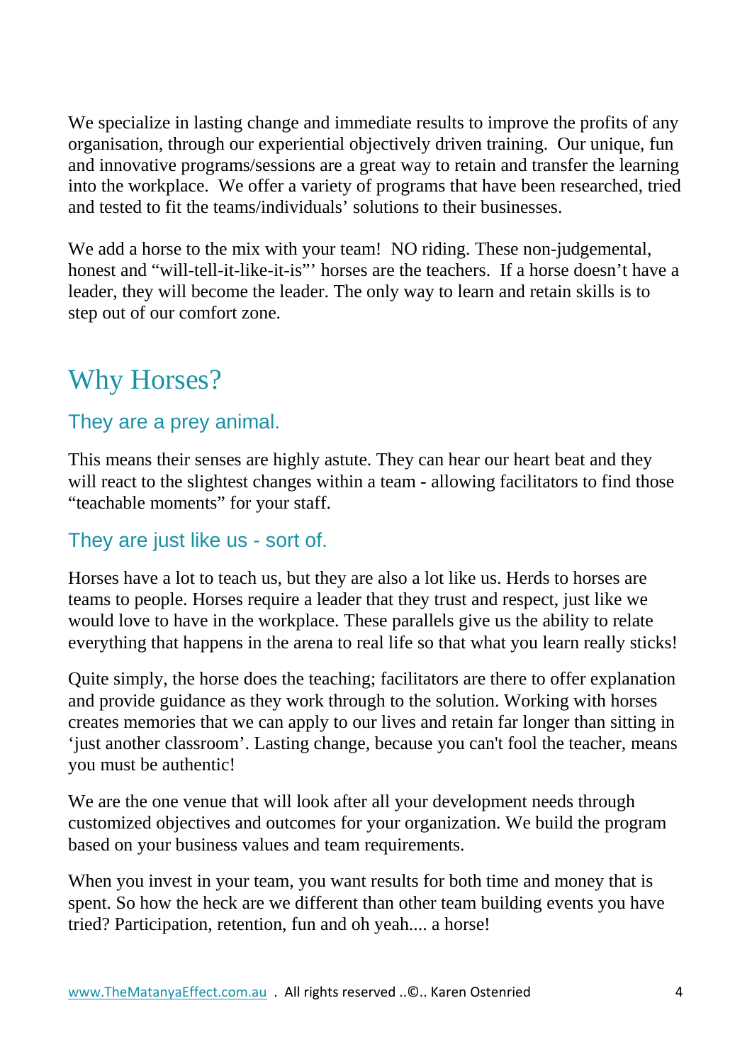We specialize in lasting change and immediate results to improve the profits of any organisation, through our experiential objectively driven training. Our unique, fun and innovative programs/sessions are a great way to retain and transfer the learning into the workplace. We offer a variety of programs that have been researched, tried and tested to fit the teams/individuals' solutions to their businesses.

We add a horse to the mix with your team! NO riding. These non-judgemental, honest and "will-tell-it-like-it-is"' horses are the teachers. If a horse doesn't have a leader, they will become the leader. The only way to learn and retain skills is to step out of our comfort zone.

# Why Horses?

## They are a prey animal.

This means their senses are highly astute. They can hear our heart beat and they will react to the slightest changes within a team - allowing facilitators to find those "teachable moments" for your staff.

## They are just like us - sort of.

Horses have a lot to teach us, but they are also a lot like us. Herds to horses are teams to people. Horses require a leader that they trust and respect, just like we would love to have in the workplace. These parallels give us the ability to relate everything that happens in the arena to real life so that what you learn really sticks!

Quite simply, the horse does the teaching; facilitators are there to offer explanation and provide guidance as they work through to the solution. Working with horses creates memories that we can apply to our lives and retain far longer than sitting in 'just another classroom'. Lasting change, because you can't fool the teacher, means you must be authentic!

We are the one venue that will look after all your development needs through customized objectives and outcomes for your organization. We build the program based on your business values and team requirements.

When you invest in your team, you want results for both time and money that is spent. So how the heck are we different than other team building events you have tried? Participation, retention, fun and oh yeah.... a horse!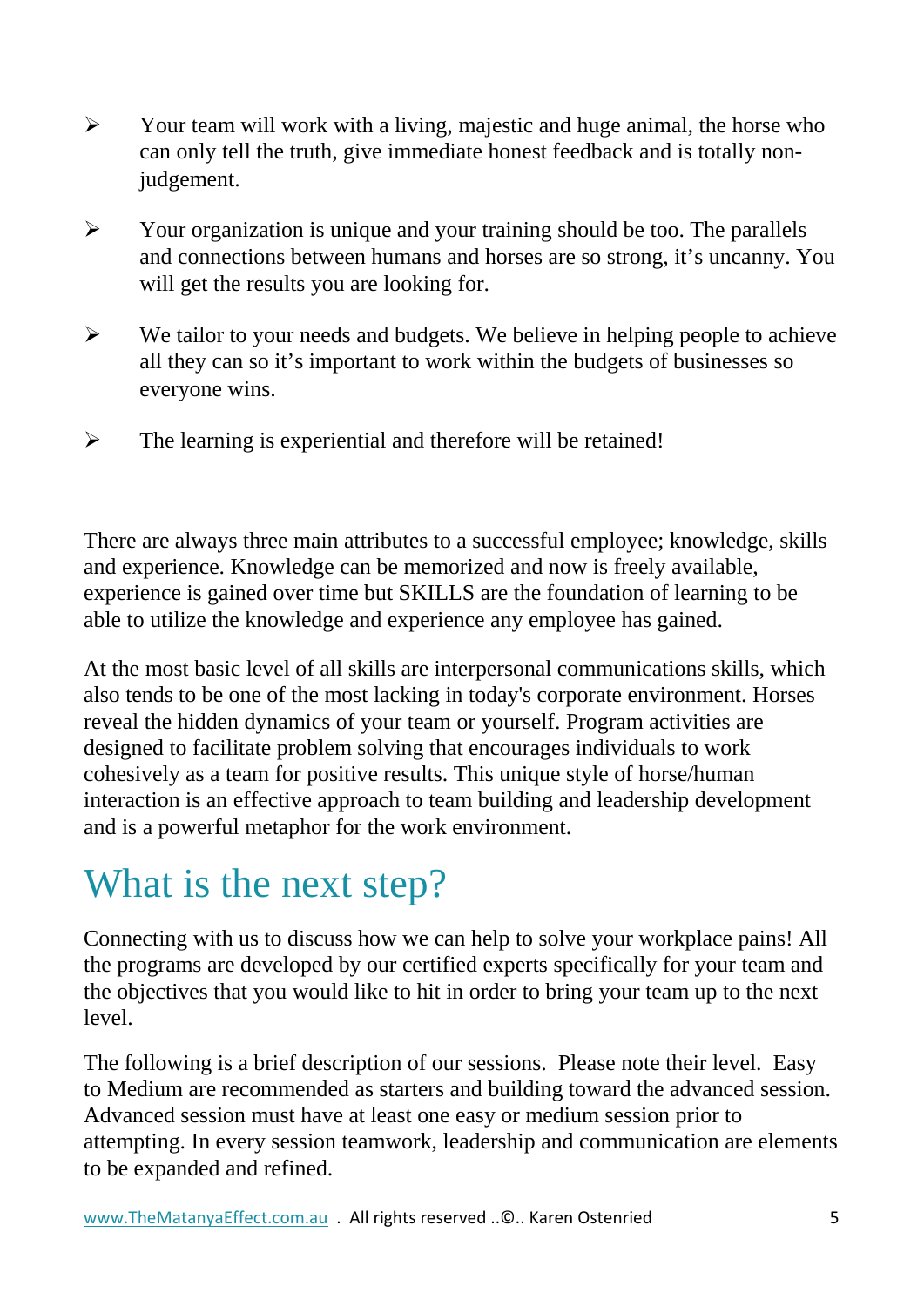- Your team will work with a living, majestic and huge animal, the horse who can only tell the truth, give immediate honest feedback and is totally non-judgement.

- Your organization is unique and your training should be too. The parallels and connections between humans and horses are so strong, it's uncanny. You will get the results you are looking for.

- We tailor to your needs and budgets. We believe in helping people to achieve all they can so it's important to work within the budgets of businesses so everyone wins.

- The learning is experiential and therefore will be retained!

There are always three main attributes to a successful employee; knowledge, skills and experience. Knowledge can be memorized and now is freely available, experience is gained over time but SKILLS are the foundation of learning to be able to utilize the knowledge and experience any employee has gained.

At the most basic level of all skills are interpersonal communications skills, which also tends to be one of the most lacking in today's corporate environment. Horses reveal the hidden dynamics of your team or yourself. Program activities are designed to facilitate problem solving that encourages individuals to work cohesively as a team for positive results. This unique style of horse/human interaction is an effective approach to team building and leadership development and is a powerful metaphor for the work environment.

# What is the next step?

Connecting with us to discuss how we can help to solve your workplace pains! All the programs are developed by our certified experts specifically for your team and the objectives that you would like to hit in order to bring your team up to the next level.

The following is a brief description of our sessions. Please note their level. Easy to Medium are recommended as starters and building toward the advanced session. Advanced session must have at least one easy or medium session prior to attempting. In every session teamwork, leadership and communication are elements to be expanded and refined.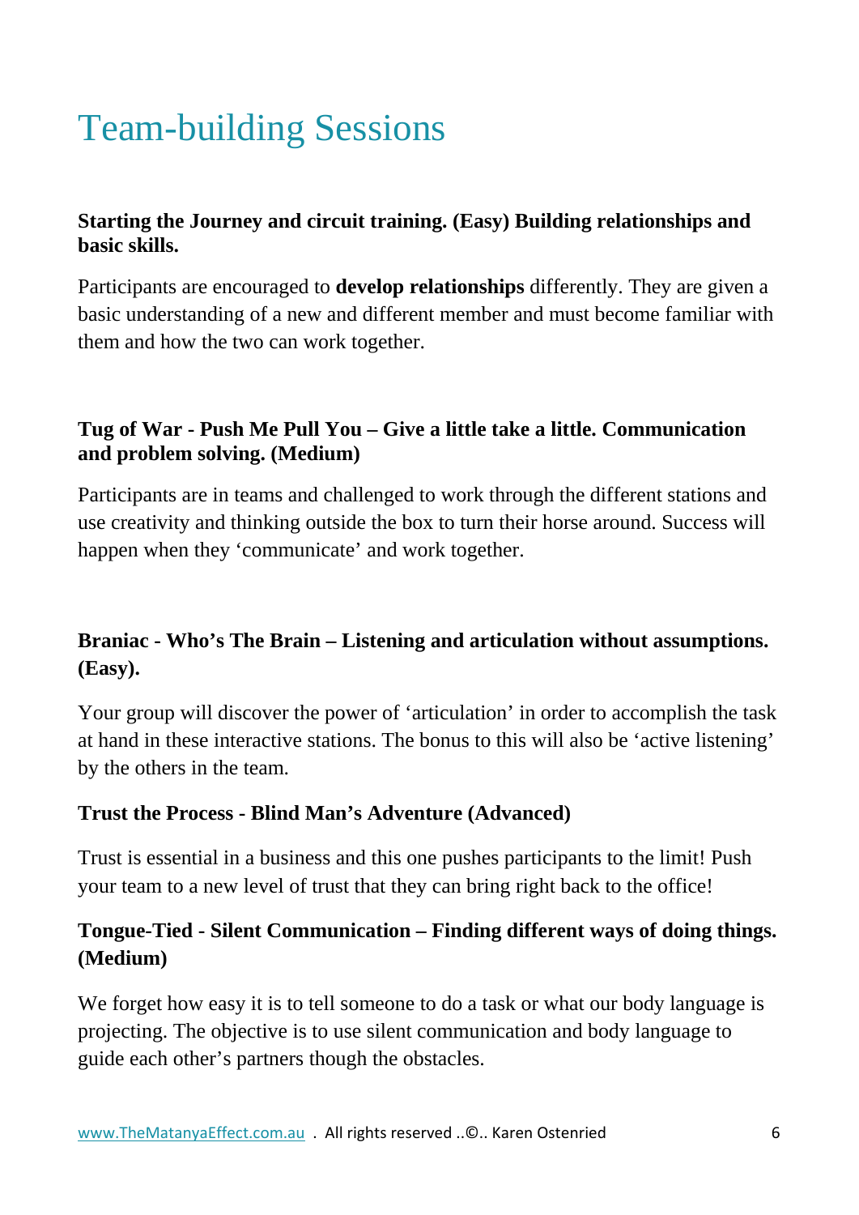# Team-building Sessions

**Starting the Journey and circuit training. (Easy) Building relationships and basic skills.**

Participants are encouraged to **develop relationships** differently. They are given a basic understanding of a new and different member and must become familiar with them and how the two can work together.

**Tug of War - Push Me Pull You – Give a little take a little. Communication and problem solving. (Medium)**

Participants are in teams and challenged to work through the different stations and use creativity and thinking outside the box to turn their horse around. Success will happen when they 'communicate' and work together.

**Braniac - Who's The Brain – Listening and articulation without assumptions. (Easy).**

Your group will discover the power of 'articulation' in order to accomplish the task at hand in these interactive stations. The bonus to this will also be 'active listening' by the others in the team.

**Trust the Process - Blind Man's Adventure (Advanced)**

Trust is essential in a business and this one pushes participants to the limit! Push your team to a new level of trust that they can bring right back to the office!

**Tongue-Tied - Silent Communication – Finding different ways of doing things. (Medium)**

We forget how easy it is to tell someone to do a task or what our body language is projecting. The objective is to use silent communication and body language to guide each other's partners though the obstacles.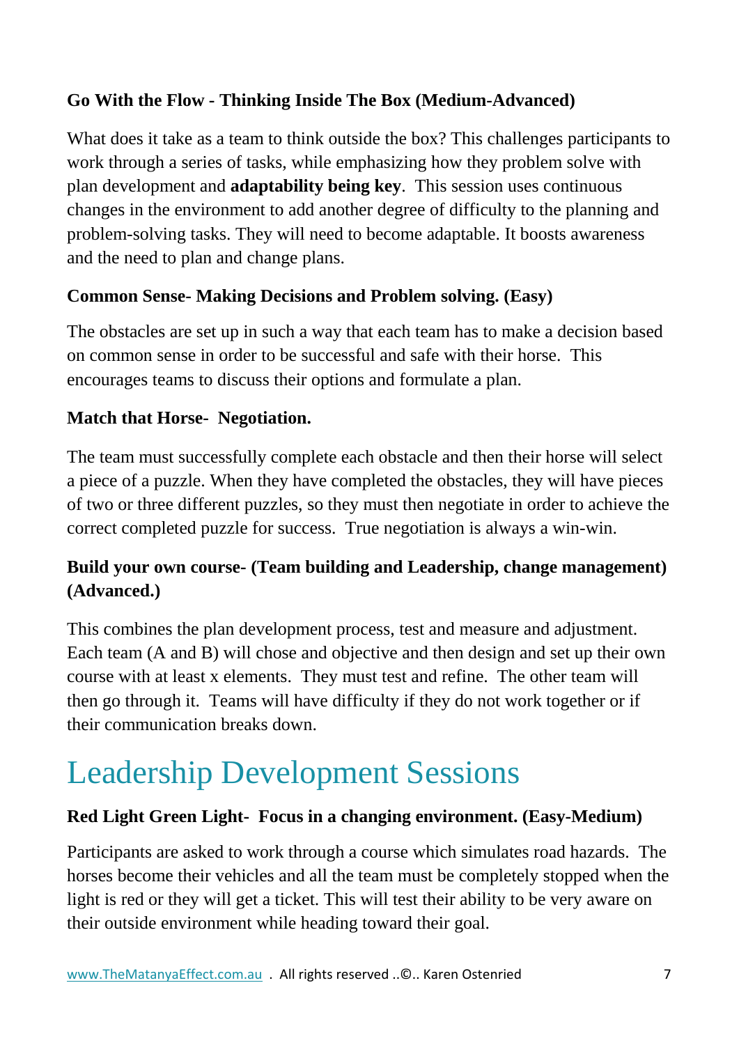**Go With the Flow - Thinking Inside The Box (Medium-Advanced)**

What does it take as a team to think outside the box? This challenges participants to work through a series of tasks, while emphasizing how they problem solve with plan development and **adaptability being key**. This session uses continuous changes in the environment to add another degree of difficulty to the planning and problem-solving tasks. They will need to become adaptable. It boosts awareness and the need to plan and change plans.

**Common Sense- Making Decisions and Problem solving. (Easy)**

The obstacles are set up in such a way that each team has to make a decision based on common sense in order to be successful and safe with their horse. This encourages teams to discuss their options and formulate a plan.

**Match that Horse- Negotiation.**

The team must successfully complete each obstacle and then their horse will select a piece of a puzzle. When they have completed the obstacles, they will have pieces of two or three different puzzles, so they must then negotiate in order to achieve the correct completed puzzle for success. True negotiation is always a win-win.

**Build your own course- (Team building and Leadership, change management) (Advanced.)**

This combines the plan development process, test and measure and adjustment. Each team (A and B) will chose and objective and then design and set up their own course with at least x elements. They must test and refine. The other team will then go through it. Teams will have difficulty if they do not work together or if their communication breaks down.

# Leadership Development Sessions

**Red Light Green Light- Focus in a changing environment. (Easy-Medium)**

Participants are asked to work through a course which simulates road hazards. The horses become their vehicles and all the team must be completely stopped when the light is red or they will get a ticket. This will test their ability to be very aware on their outside environment while heading toward their goal.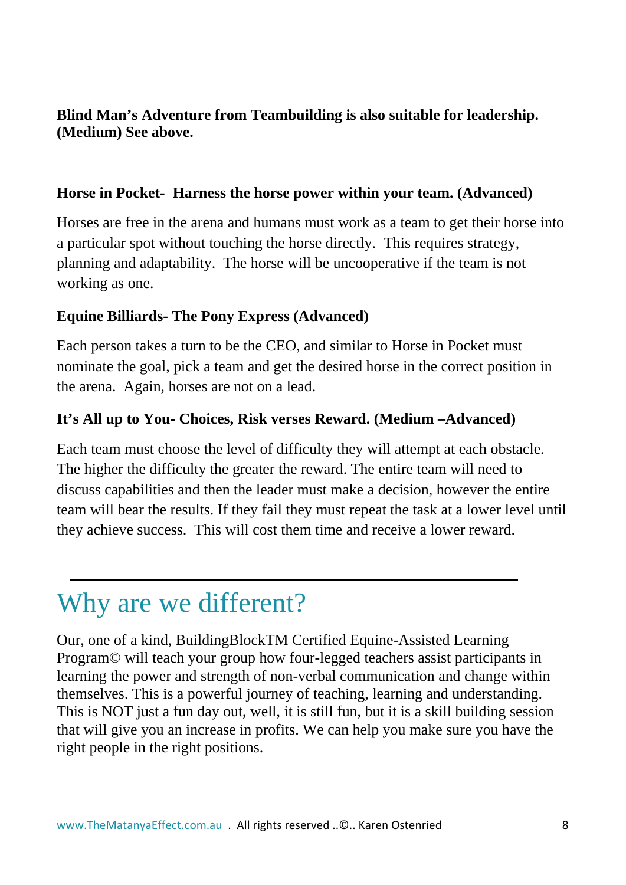**Blind Man's Adventure from Teambuilding is also suitable for leadership. (Medium) See above.**

**Horse in Pocket- Harness the horse power within your team. (Advanced)**

Horses are free in the arena and humans must work as a team to get their horse into a particular spot without touching the horse directly. This requires strategy, planning and adaptability. The horse will be uncooperative if the team is not working as one.

**Equine Billiards- The Pony Express (Advanced)**

Each person takes a turn to be the CEO, and similar to Horse in Pocket must nominate the goal, pick a team and get the desired horse in the correct position in the arena. Again, horses are not on a lead.

**It's All up to You- Choices, Risk verses Reward. (Medium –Advanced)**

Each team must choose the level of difficulty they will attempt at each obstacle. The higher the difficulty the greater the reward. The entire team will need to discuss capabilities and then the leader must make a decision, however the entire team will bear the results. If they fail they must repeat the task at a lower level until they achieve success. This will cost them time and receive a lower reward.

---

# Why are we different?

Our, one of a kind, BuildingBlockTM Certified Equine-Assisted Learning Program© will teach your group how four-legged teachers assist participants in learning the power and strength of non-verbal communication and change within themselves. This is a powerful journey of teaching, learning and understanding. This is NOT just a fun day out, well, it is still fun, but it is a skill building session that will give you an increase in profits. We can help you make sure you have the right people in the right positions.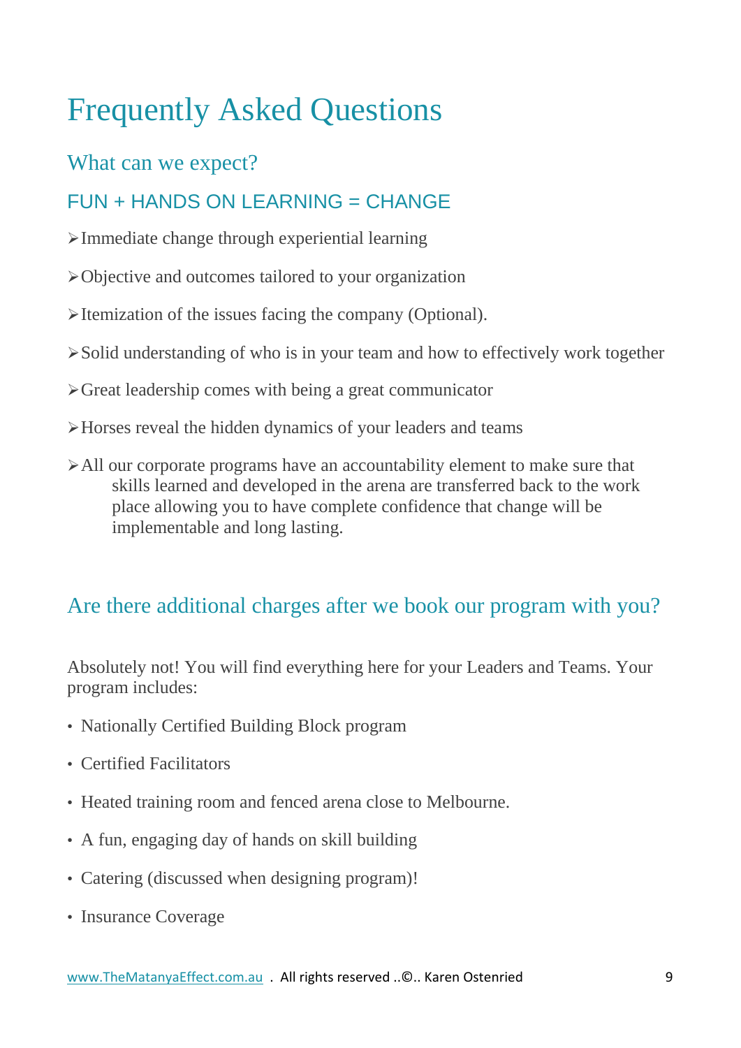# Frequently Asked Questions

## What can we expect?

### FUN + HANDS ON LEARNING = CHANGE

- Immediate change through experiential learning
- Objective and outcomes tailored to your organization
- Itemization of the issues facing the company (Optional).
- Solid understanding of who is in your team and how to effectively work together
- Great leadership comes with being a great communicator
- Horses reveal the hidden dynamics of your leaders and teams
- All our corporate programs have an accountability element to make sure that skills learned and developed in the arena are transferred back to the work place allowing you to have complete confidence that change will be implementable and long lasting.

## Are there additional charges after we book our program with you?

Absolutely not! You will find everything here for your Leaders and Teams. Your program includes:

- Nationally Certified Building Block program
- Certified Facilitators
- Heated training room and fenced arena close to Melbourne.
- A fun, engaging day of hands on skill building
- Catering (discussed when designing program)!
- Insurance Coverage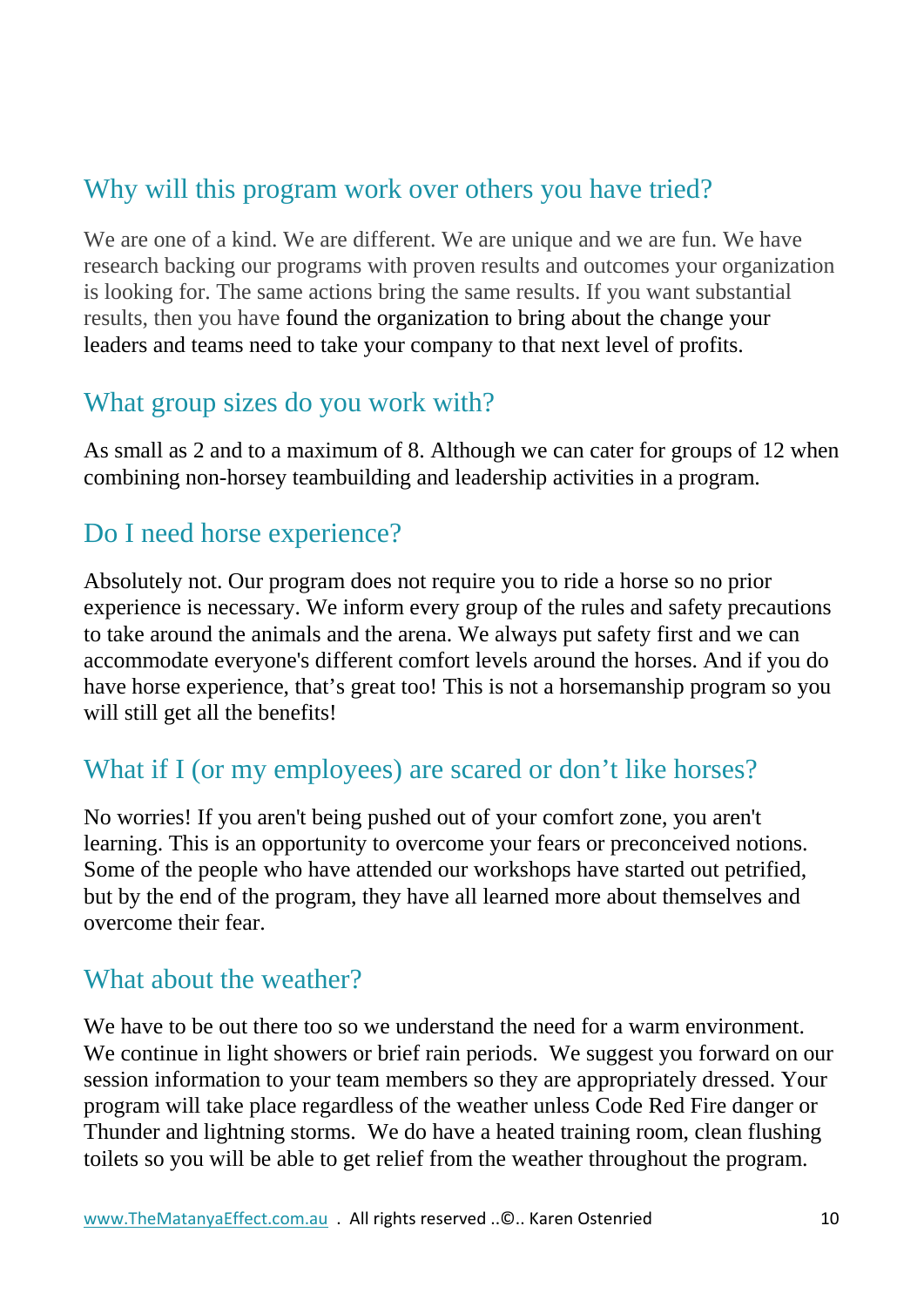## Why will this program work over others you have tried?

We are one of a kind. We are different. We are unique and we are fun. We have research backing our programs with proven results and outcomes your organization is looking for. The same actions bring the same results. If you want substantial results, then you have found the organization to bring about the change your leaders and teams need to take your company to that next level of profits.

## What group sizes do you work with?

As small as 2 and to a maximum of 8. Although we can cater for groups of 12 when combining non-horsey teambuilding and leadership activities in a program.

## Do I need horse experience?

Absolutely not. Our program does not require you to ride a horse so no prior experience is necessary. We inform every group of the rules and safety precautions to take around the animals and the arena. We always put safety first and we can accommodate everyone's different comfort levels around the horses. And if you do have horse experience, that's great too! This is not a horsemanship program so you will still get all the benefits!

## What if I (or my employees) are scared or don't like horses?

No worries! If you aren't being pushed out of your comfort zone, you aren't learning. This is an opportunity to overcome your fears or preconceived notions. Some of the people who have attended our workshops have started out petrified, but by the end of the program, they have all learned more about themselves and overcome their fear.

## What about the weather?

We have to be out there too so we understand the need for a warm environment. We continue in light showers or brief rain periods. We suggest you forward on our session information to your team members so they are appropriately dressed. Your program will take place regardless of the weather unless Code Red Fire danger or Thunder and lightning storms. We do have a heated training room, clean flushing toilets so you will be able to get relief from the weather throughout the program.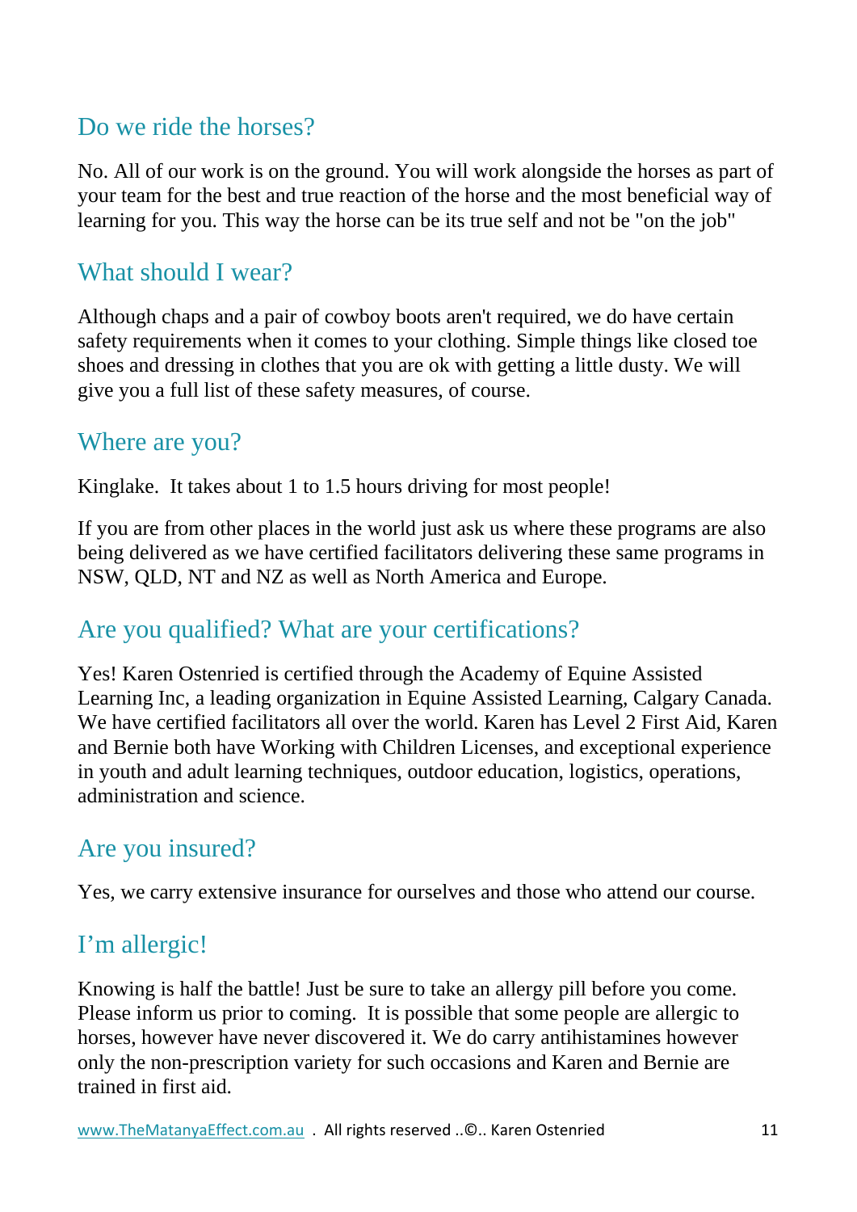## Do we ride the horses?

No. All of our work is on the ground. You will work alongside the horses as part of your team for the best and true reaction of the horse and the most beneficial way of learning for you. This way the horse can be its true self and not be "on the job"

## What should I wear?

Although chaps and a pair of cowboy boots aren't required, we do have certain safety requirements when it comes to your clothing. Simple things like closed toe shoes and dressing in clothes that you are ok with getting a little dusty. We will give you a full list of these safety measures, of course.

## Where are you?

Kinglake. It takes about 1 to 1.5 hours driving for most people!

If you are from other places in the world just ask us where these programs are also being delivered as we have certified facilitators delivering these same programs in NSW, QLD, NT and NZ as well as North America and Europe.

## Are you qualified? What are your certifications?

Yes! Karen Ostenried is certified through the Academy of Equine Assisted Learning Inc, a leading organization in Equine Assisted Learning, Calgary Canada. We have certified facilitators all over the world. Karen has Level 2 First Aid, Karen and Bernie both have Working with Children Licenses, and exceptional experience in youth and adult learning techniques, outdoor education, logistics, operations, administration and science.

## Are you insured?

Yes, we carry extensive insurance for ourselves and those who attend our course.

## I'm allergic!

Knowing is half the battle! Just be sure to take an allergy pill before you come. Please inform us prior to coming. It is possible that some people are allergic to horses, however have never discovered it. We do carry antihistamines however only the non-prescription variety for such occasions and Karen and Bernie are trained in first aid.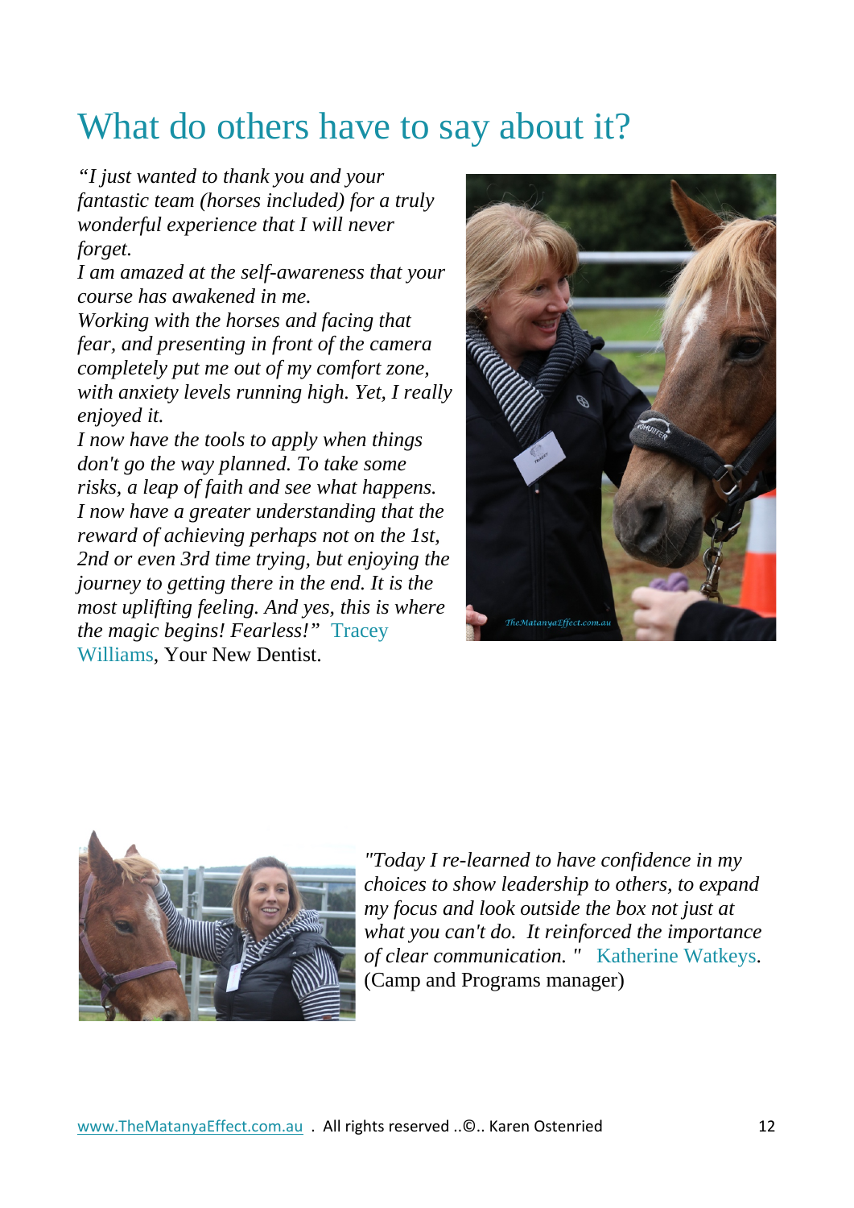# What do others have to say about it?

*"I just wanted to thank you and your fantastic team (horses included) for a truly wonderful experience that I will never forget.*
*I am amazed at the self-awareness that your course has awakened in me.*
*Working with the horses and facing that fear, and presenting in front of the camera completely put me out of my comfort zone, with anxiety levels running high. Yet, I really enjoyed it.*
*I now have the tools to apply when things don't go the way planned. To take some risks, a leap of faith and see what happens.*
*I now have a greater understanding that the reward of achieving perhaps not on the 1st, 2nd or even 3rd time trying, but enjoying the journey to getting there in the end. It is the most uplifting feeling. And yes, this is where the magic begins! Fearless!"* Tracey Williams, Your New Dentist.

*"Today I re-learned to have confidence in my choices to show leadership to others, to expand my focus and look outside the box not just at what you can't do. It reinforced the importance of clear communication. "* Katherine Watkeys. (Camp and Programs manager)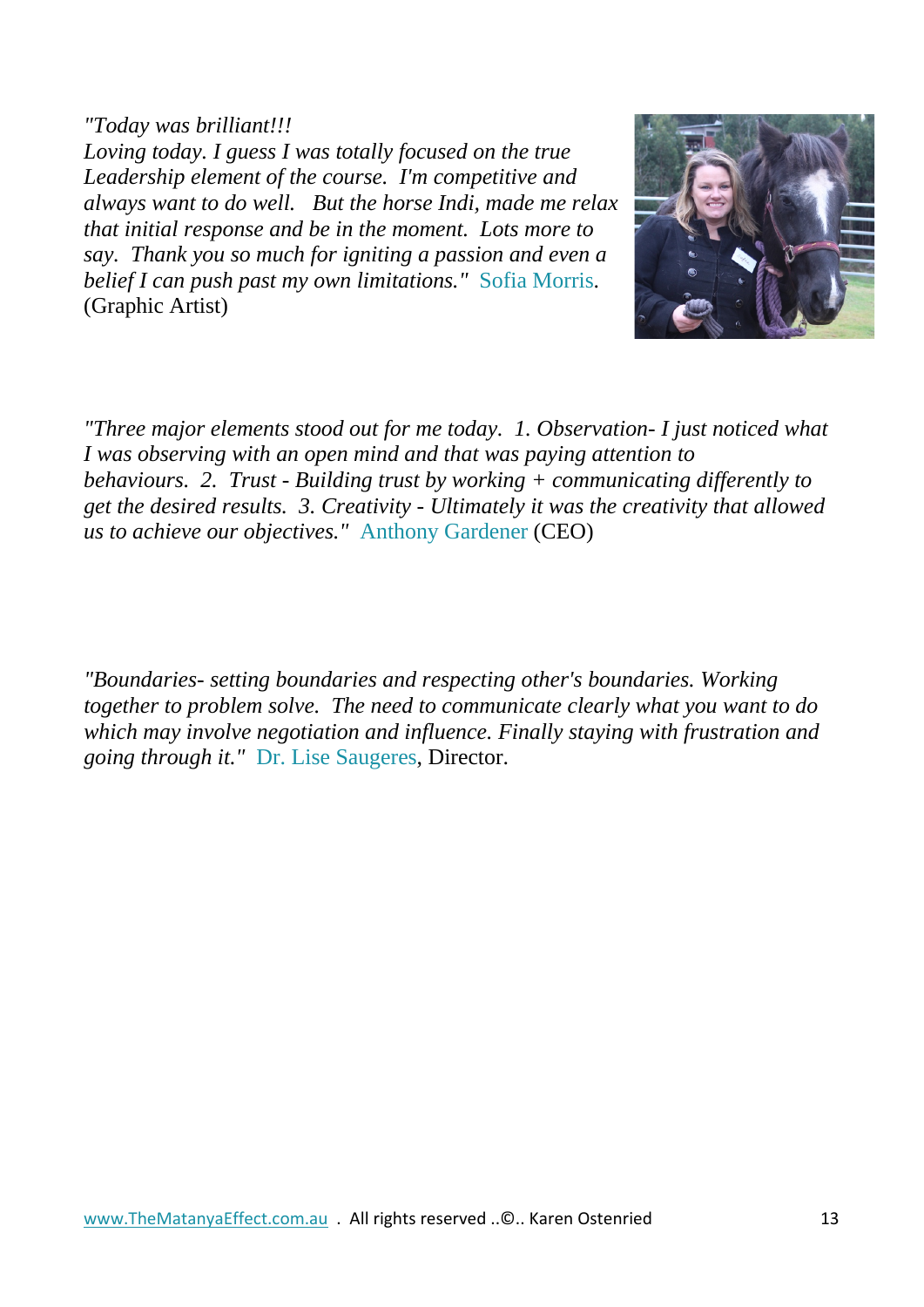*"Today was brilliant!!!*
*Loving today. I guess I was totally focused on the true Leadership element of the course. I'm competitive and always want to do well. But the horse Indi, made me relax that initial response and be in the moment. Lots more to say. Thank you so much for igniting a passion and even a belief I can push past my own limitations."* Sofia Morris. (Graphic Artist)

*"Three major elements stood out for me today. 1. Observation- I just noticed what I was observing with an open mind and that was paying attention to behaviours. 2. Trust - Building trust by working + communicating differently to get the desired results. 3. Creativity - Ultimately it was the creativity that allowed us to achieve our objectives."* Anthony Gardener (CEO)

*"Boundaries- setting boundaries and respecting other's boundaries. Working together to problem solve. The need to communicate clearly what you want to do which may involve negotiation and influence. Finally staying with frustration and going through it."* Dr. Lise Saugeres, Director.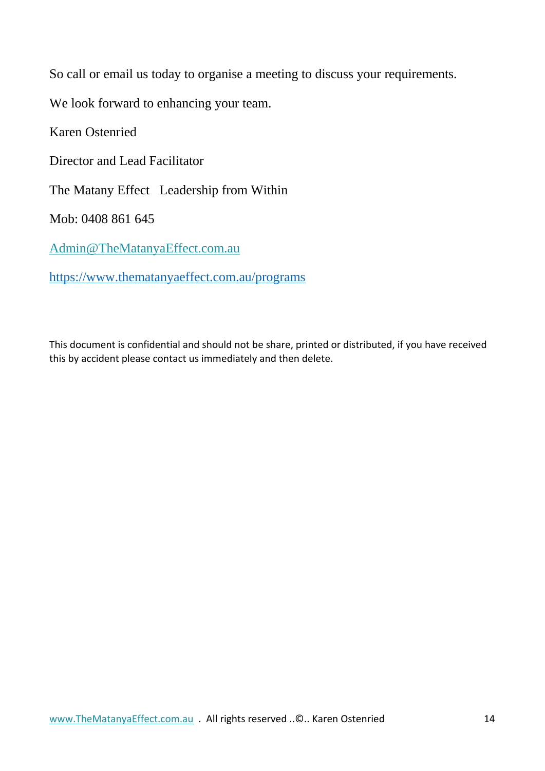So call or email us today to organise a meeting to discuss your requirements.

We look forward to enhancing your team.

Karen Ostenried

Director and Lead Facilitator

The Matany Effect   Leadership from Within

Mob: 0408 861 645

Admin@TheMatanyaEffect.com.au

https://www.thematanyaeffect.com.au/programs

This document is confidential and should not be share, printed or distributed, if you have received this by accident please contact us immediately and then delete.